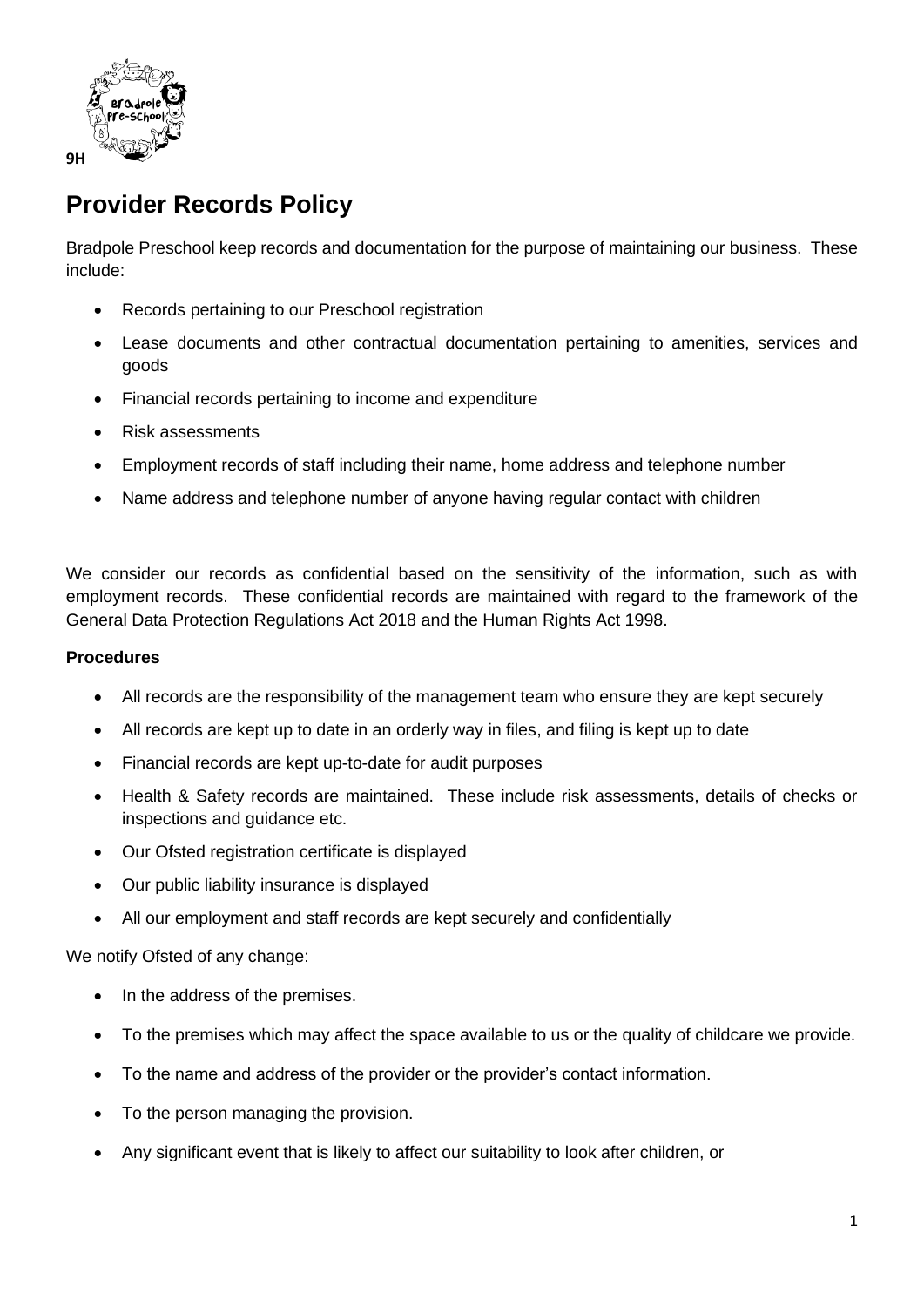9H

# Provider Records Policy

Bradpole Preschool keep records and documentation for the purpose of maintaining our business. These include:

- Records pertaining to our Preschool registration
- Lease documents and other contractual documentation pertaining to amenities, services and goods
- Financial records pertaining to income and expenditure
- Risk assessments
- Employment records of staff including their name, home address and telephone number
- Name address and telephone number of anyone having regular contact with children

We consider our records as confidential based on the sensitivity of the information, such as with employment records. These confidential records are maintained with regard to the framework of the General Data Protection Regulations Act 2018 and the Human Rights Act 1998.

**Procedures**

- All records are the responsibility of the management team who ensure they are kept securely
- All records are kept up to date in an orderly way in files, and filing is kept up to date
- Financial records are kept up-to-date for audit purposes
- Health & Safety records are maintained. These include risk assessments, details of checks or inspections and guidance etc.
- Our Ofsted registration certificate is displayed
- Our public liability insurance is displayed
- All our employment and staff records are kept securely and confidentially

We notify Ofsted of any change:

- In the address of the premises.
- To the premises which may affect the space available to us or the quality of childcare we provide.
- To the name and address of the provider or the provider's contact information.
- To the person managing the provision.
- Any significant event that is likely to affect our suitability to look after children, or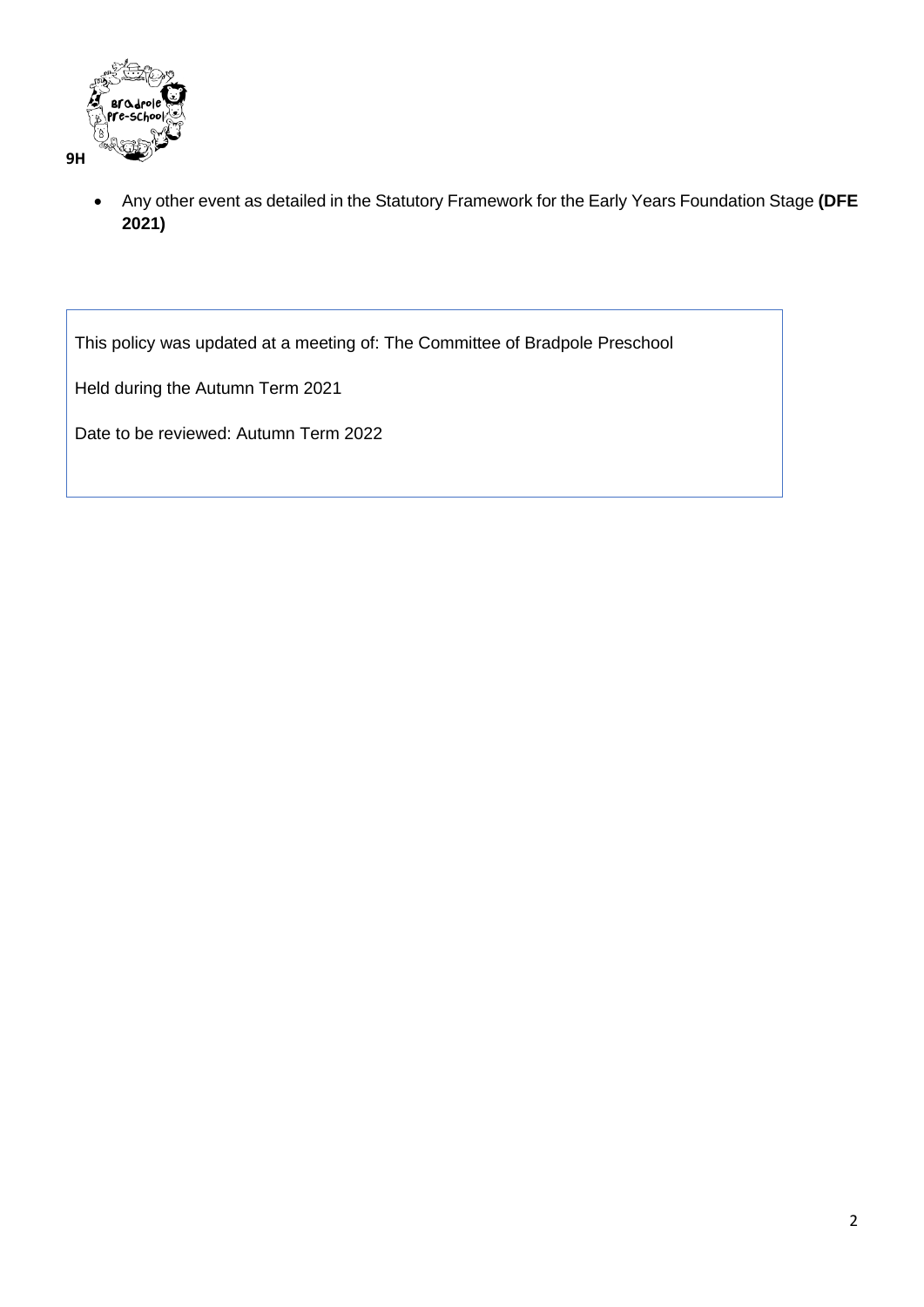- Any other event as detailed in the Statutory Framework for the Early Years Foundation Stage **(DFE 2021)**

This policy was updated at a meeting of: The Committee of Bradpole Preschool

Held during the Autumn Term 2021

Date to be reviewed: Autumn Term 2022